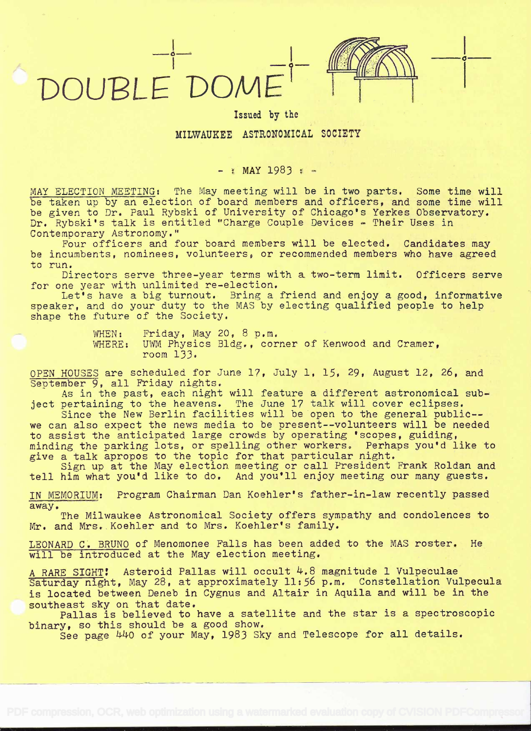# DOUBLE DOME

Issued by the

MILWAUKEE ASTRONOMICAL SOCIETY

- : MAY 1983 : -

MAY ELECTION MEETING: The May meeting will be in two parts. Some time will be taken up by an election of board members and officers, and some time will be given to Dr. Paul Rybski of University of Chicago's Yerkes Observatory. Dr. Rybski's talk is entitled "Charge Couple Devices - Their Uses in Contemporary Astronomy."

Four officers and four board members will be elected. Candidates may be incumbents, nominees, volunteers, or recommended members who have agreed to run.

Directors serve three-year terms with a two-term limit. Officers serve for one year with unlimited re-election.

Let's have a big turnout. Bring a friend and enjoy a good, informative speaker, and do your duty to the MAS by electing qualified people to help shape the future of the Society.

WHEN: Friday, May 20, 8 p.m.
WHERE: UWM Physics Bldg., corner of Kenwood and Cramer, room 133.

OPEN HOUSES are scheduled for June 17, July 1, 15, 29, August 12, 26, and September 9, all Friday nights.

As in the past, each night will feature a different astronomical subject pertaining to the heavens. The June 17 talk will cover eclipses.

Since the New Berlin facilities will be open to the general public--we can also expect the news media to be present--volunteers will be needed to assist the anticipated large crowds by operating 'scopes, guiding, minding the parking lots, or spelling other workers. Perhaps you'd like to give a talk apropos to the topic for that particular night.

Sign up at the May election meeting or call President Frank Roldan and tell him what you'd like to do. And you'll enjoy meeting our many guests.

IN MEMORIUM: Program Chairman Dan Koehler's father-in-law recently passed away.

The Milwaukee Astronomical Society offers sympathy and condolences to Mr. and Mrs. Koehler and to Mrs. Koehler's family.

LEONARD C. BRUNO of Menomonee Falls has been added to the MAS roster. He will be introduced at the May election meeting.

A RARE SIGHT! Asteroid Pallas will occult 4.8 magnitude 1 Vulpeculae Saturday night, May 28, at approximately 11:56 p.m. Constellation Vulpecula is located between Deneb in Cygnus and Altair in Aquila and will be in the southeast sky on that date.

Pallas is believed to have a satellite and the star is a spectroscopic binary, so this should be a good show.

See page 440 of your May, 1983 Sky and Telescope for all details.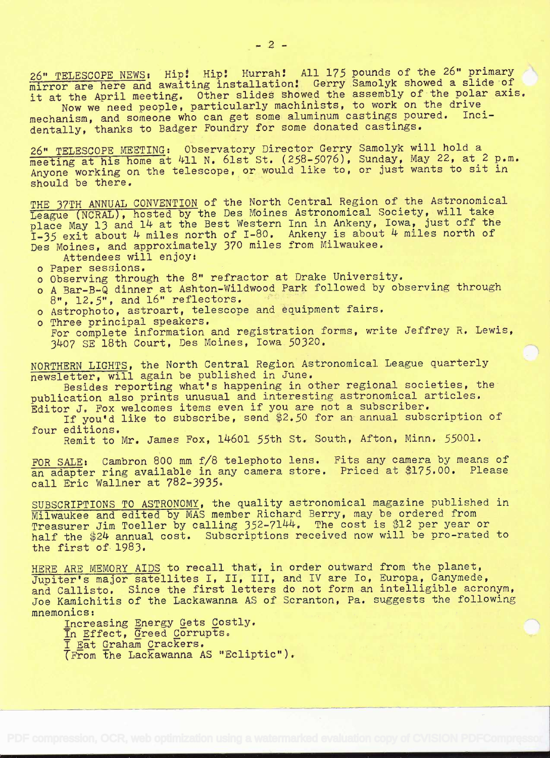26" TELESCOPE NEWS: Hip! Hip! Hurrah! All 175 pounds of the 26" primary mirror are here and awaiting installation! Gerry Samolyk showed a slide of it at the April meeting. Other slides showed the assembly of the polar axis.

Now we need people, particularly machinists, to work on the drive mechanism, and someone who can get some aluminum castings poured. Incidentally, thanks to Badger Foundry for some donated castings.

26" TELESCOPE MEETING: Observatory Director Gerry Samolyk will hold a meeting at his home at 411 N. 61st St. (258-5076), Sunday, May 22, at 2 p.m. Anyone working on the telescope, or would like to, or just wants to sit in should be there.

THE 37TH ANNUAL CONVENTION of the North Central Region of the Astronomical League (NCRAL), hosted by the Des Moines Astronomical Society, will take place May 13 and 14 at the Best Western Inn in Ankeny, Iowa, just off the I-35 exit about 4 miles north of I-80. Ankeny is about 4 miles north of Des Moines, and approximately 370 miles from Milwaukee.

Attendees will enjoy:

- Paper sessions.
- Observing through the 8" refractor at Drake University.
- A Bar-B-Q dinner at Ashton-Wildwood Park followed by observing through 8", 12.5", and 16" reflectors.
- Astrophoto, astroart, telescope and equipment fairs.
- Three principal speakers.

For complete information and registration forms, write Jeffrey R. Lewis, 3407 SE 18th Court, Des Moines, Iowa 50320.

NORTHERN LIGHTS, the North Central Region Astronomical League quarterly newsletter, will again be published in June.

Besides reporting what's happening in other regional societies, the publication also prints unusual and interesting astronomical articles. Editor J. Fox welcomes items even if you are not a subscriber.

If you'd like to subscribe, send $2.50 for an annual subscription of four editions.

Remit to Mr. James Fox, 14601 55th St. South, Afton, Minn. 55001.

FOR SALE: Cambron 800 mm f/8 telephoto lens. Fits any camera by means of an adapter ring available in any camera store. Priced at $175.00. Please call Eric Wallner at 782-3935.

SUBSCRIPTIONS TO ASTRONOMY, the quality astronomical magazine published in Milwaukee and edited by MAS member Richard Berry, may be ordered from Treasurer Jim Toeller by calling 352-7144. The cost is $12 per year or half the $24 annual cost. Subscriptions received now will be pro-rated to the first of 1983.

HERE ARE MEMORY AIDS to recall that, in order outward from the planet, Jupiter's major satellites I, II, III, and IV are Io, Europa, Ganymede, and Callisto. Since the first letters do not form an intelligible acronym, Joe Kamichitis of the Lackawanna AS of Scranton, Pa. suggests the following mnemonics:

Increasing Energy Gets Costly.
In Effect, Greed Corrupts.
I Eat Graham Crackers.
(From the Lackawanna AS "Ecliptic").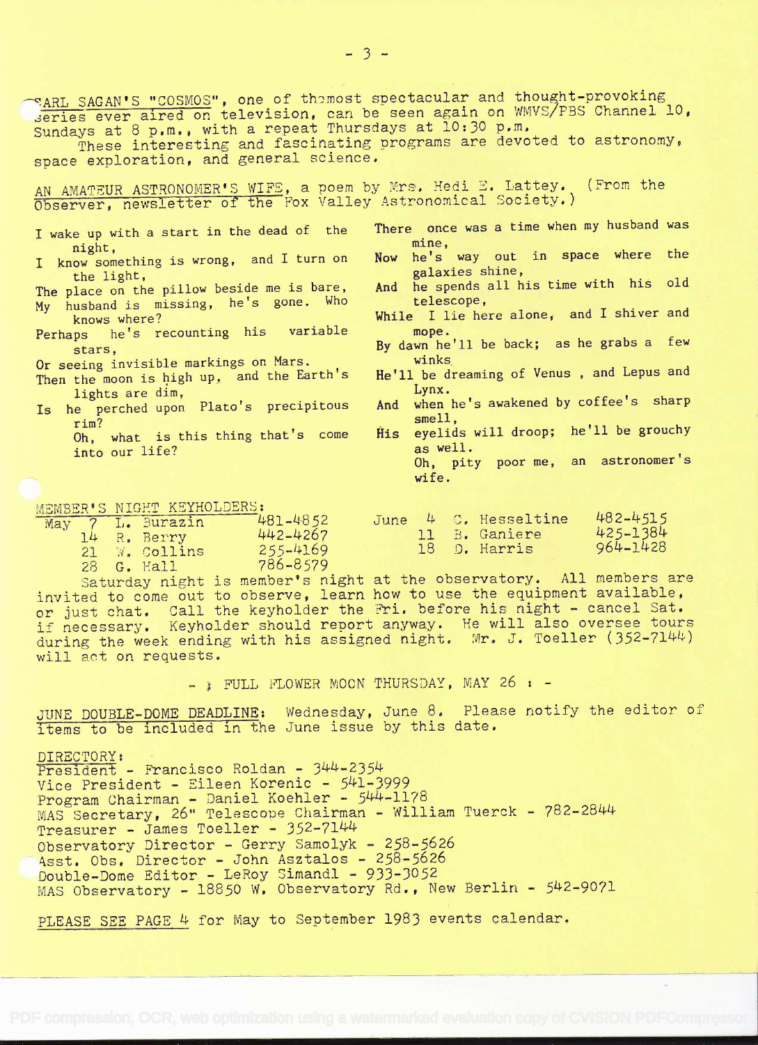CARL SAGAN'S "COSMOS", one of the most spectacular and thought-provoking series ever aired on television, can be seen again on WMVS/PBS Channel 10, Sundays at 8 p.m., with a repeat Thursdays at 10:30 p.m.

These interesting and fascinating programs are devoted to astronomy, space exploration, and general science.

AN AMATEUR ASTRONOMER'S WIFE, a poem by Mrs. Hedi E. Lattey. (From the Observer, newsletter of the Fox Valley Astronomical Society.)

I wake up with a start in the dead of the night,
I know something is wrong, and I turn on the light,
The place on the pillow beside me is bare,
My husband is missing, he's gone. Who knows where?
Perhaps he's recounting his variable stars,
Or seeing invisible markings on Mars.
Then the moon is high up, and the Earth's lights are dim,
Is he perched upon Plato's precipitous rim?
Oh, what is this thing that's come into our life?

There once was a time when my husband was mine,
Now he's way out in space where the galaxies shine,
And he spends all his time with his old telescope,
While I lie here alone, and I shiver and mope.
By dawn he'll be back; as he grabs a few winks
He'll be dreaming of Venus, and Lepus and Lynx.
And when he's awakened by coffee's sharp smell,
His eyelids will droop; he'll be grouchy as well.
Oh, pity poor me, an astronomer's wife.

MEMBER'S NIGHT KEYHOLDERS:

| | | | |
|---|---|---|---|
| May | 7 | L. Burazin | 481-4852 |
| | 14 | R. Berry | 442-4267 |
| | 21 | W. Collins | 255-4169 |
| | 28 | G. Hall | 786-8579 |
| June | 4 | C. Hesseltine | 482-4515 |
| | 11 | B. Ganiere | 425-1384 |
| | 18 | D. Harris | 964-1428 |

Saturday night is member's night at the observatory. All members are invited to come out to observe, learn how to use the equipment available, or just chat. Call the keyholder the Fri. before his night - cancel Sat. if necessary. Keyholder should report anyway. He will also oversee tours during the week ending with his assigned night. Mr. J. Toeller (352-7144) will act on requests.

- : FULL FLOWER MOON THURSDAY, MAY 26 : -

JUNE DOUBLE-DOME DEADLINE: Wednesday, June 8. Please notify the editor of items to be included in the June issue by this date.

DIRECTORY:
President - Francisco Roldan - 344-2354
Vice President - Eileen Korenic - 541-3999
Program Chairman - Daniel Koehler - 544-1178
MAS Secretary, 26" Telescope Chairman - William Tuerck - 782-2844
Treasurer - James Toeller - 352-7144
Observatory Director - Gerry Samolyk - 258-5626
Asst. Obs. Director - John Asztalos - 258-5626
Double-Dome Editor - LeRoy Simandl - 933-3052
MAS Observatory - 18850 W. Observatory Rd., New Berlin - 542-9071

PLEASE SEE PAGE 4 for May to September 1983 events calendar.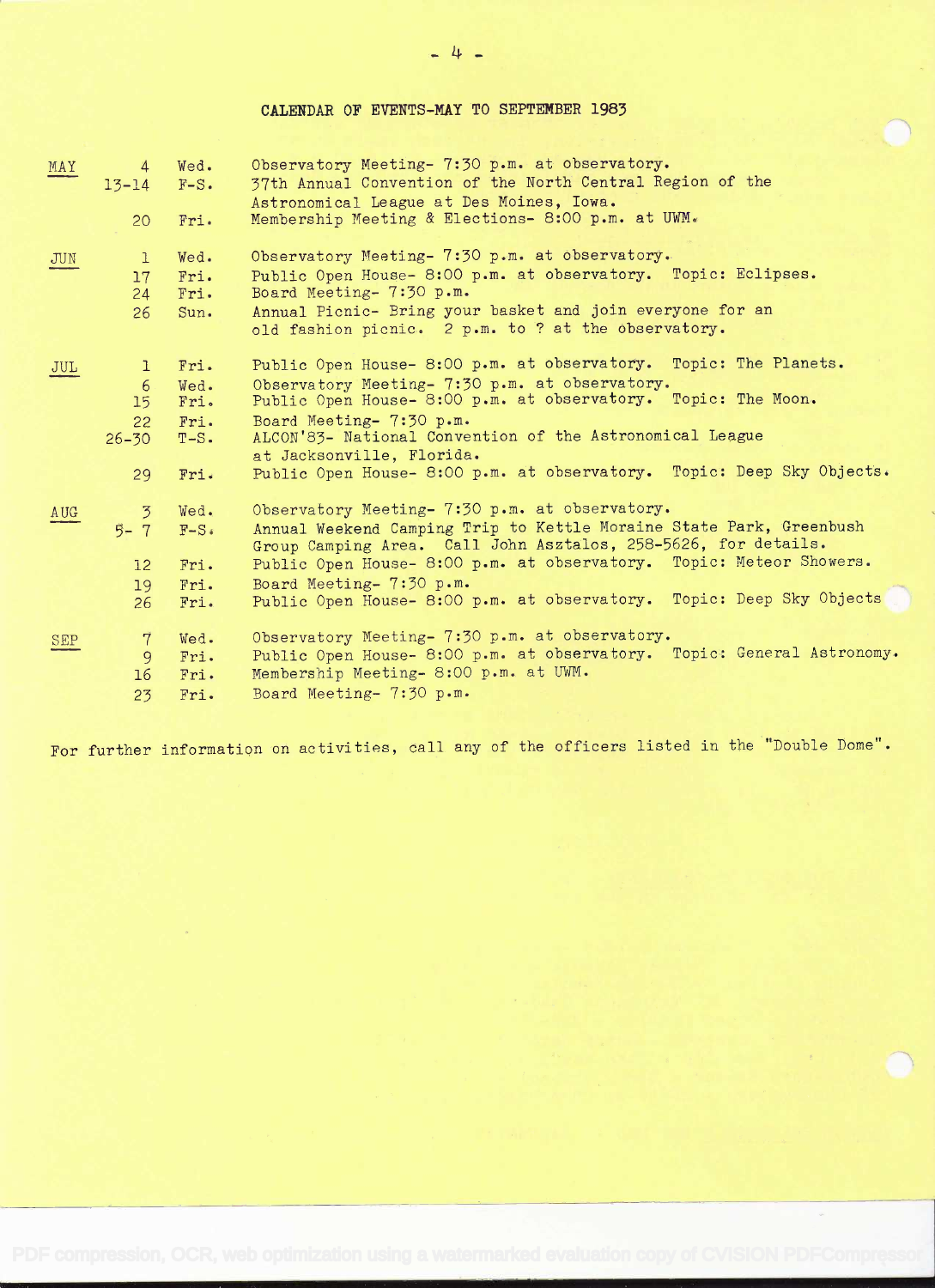## CALENDAR OF EVENTS-MAY TO SEPTEMBER 1983

| Month | Date | Day | Event |
|---|---|---|---|
| MAY | 4 | Wed. | Observatory Meeting- 7:30 p.m. at observatory. |
| | 13-14 | F-S. | 37th Annual Convention of the North Central Region of the Astronomical League at Des Moines, Iowa. |
| | 20 | Fri. | Membership Meeting & Elections- 8:00 p.m. at UWM. |
| JUN | 1 | Wed. | Observatory Meeting- 7:30 p.m. at observatory. |
| | 17 | Fri. | Public Open House- 8:00 p.m. at observatory. Topic: Eclipses. |
| | 24 | Fri. | Board Meeting- 7:30 p.m. |
| | 26 | Sun. | Annual Picnic- Bring your basket and join everyone for an old fashion picnic. 2 p.m. to ? at the observatory. |
| JUL | 1 | Fri. | Public Open House- 8:00 p.m. at observatory. Topic: The Planets. |
| | 6 | Wed. | Observatory Meeting- 7:30 p.m. at observatory. |
| | 15 | Fri. | Public Open House- 8:00 p.m. at observatory. Topic: The Moon. |
| | 22 | Fri. | Board Meeting- 7:30 p.m. |
| | 26-30 | T-S. | ALCON'83- National Convention of the Astronomical League at Jacksonville, Florida. |
| | 29 | Fri. | Public Open House- 8:00 p.m. at observatory. Topic: Deep Sky Objects. |
| AUG | 3 | Wed. | Observatory Meeting- 7:30 p.m. at observatory. |
| | 5- 7 | F-S. | Annual Weekend Camping Trip to Kettle Moraine State Park, Greenbush Group Camping Area. Call John Asztalos, 258-5626, for details. |
| | 12 | Fri. | Public Open House- 8:00 p.m. at observatory. Topic: Meteor Showers. |
| | 19 | Fri. | Board Meeting- 7:30 p.m. |
| | 26 | Fri. | Public Open House- 8:00 p.m. at observatory. Topic: Deep Sky Objects |
| SEP | 7 | Wed. | Observatory Meeting- 7:30 p.m. at observatory. |
| | 9 | Fri. | Public Open House- 8:00 p.m. at observatory. Topic: General Astronomy. |
| | 16 | Fri. | Membership Meeting- 8:00 p.m. at UWM. |
| | 23 | Fri. | Board Meeting- 7:30 p.m. |

For further information on activities, call any of the officers listed in the "Double Dome".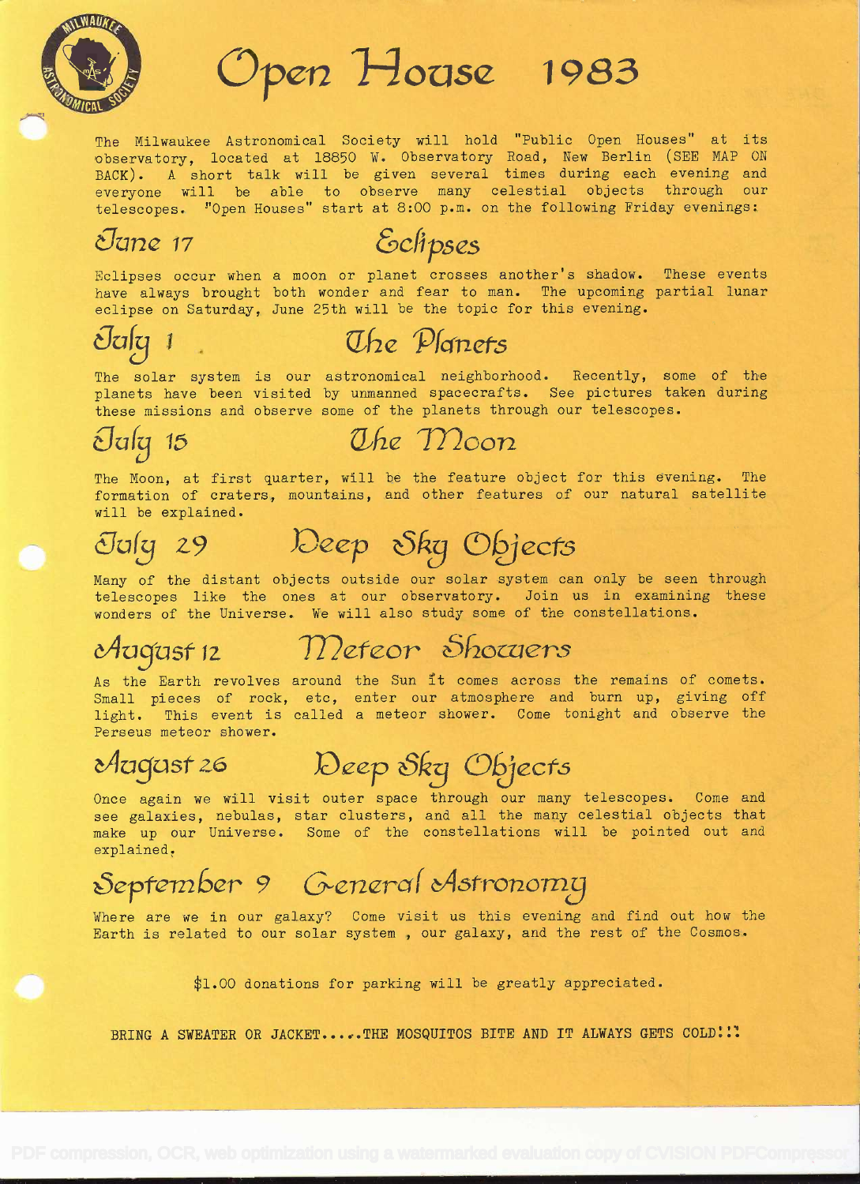// Open House 1983

# Open House 1983

The Milwaukee Astronomical Society will hold "Public Open Houses" at its observatory, located at 18850 W. Observatory Road, New Berlin (SEE MAP ON BACK). A short talk will be given several times during each evening and everyone will be able to observe many celestial objects through our telescopes. "Open Houses" start at 8:00 p.m. on the following Friday evenings:

## June 17 — Eclipses

Eclipses occur when a moon or planet crosses another's shadow. These events have always brought both wonder and fear to man. The upcoming partial lunar eclipse on Saturday, June 25th will be the topic for this evening.

## July 1 — The Planets

The solar system is our astronomical neighborhood. Recently, some of the planets have been visited by unmanned spacecrafts. See pictures taken during these missions and observe some of the planets through our telescopes.

## July 15 — The Moon

The Moon, at first quarter, will be the feature object for this evening. The formation of craters, mountains, and other features of our natural satellite will be explained.

## July 29 — Deep Sky Objects

Many of the distant objects outside our solar system can only be seen through telescopes like the ones at our observatory. Join us in examining these wonders of the Universe. We will also study some of the constellations.

## August 12 — Meteor Showers

As the Earth revolves around the Sun it comes across the remains of comets. Small pieces of rock, etc, enter our atmosphere and burn up, giving off light. This event is called a meteor shower. Come tonight and observe the Perseus meteor shower.

## August 26 — Deep Sky Objects

Once again we will visit outer space through our many telescopes. Come and see galaxies, nebulas, star clusters, and all the many celestial objects that make up our Universe. Some of the constellations will be pointed out and explained.

## September 9 — General Astronomy

Where are we in our galaxy? Come visit us this evening and find out how the Earth is related to our solar system , our galaxy, and the rest of the Cosmos.

$1.00 donations for parking will be greatly appreciated.

BRING A SWEATER OR JACKET.....THE MOSQUITOS BITE AND IT ALWAYS GETS COLD!!!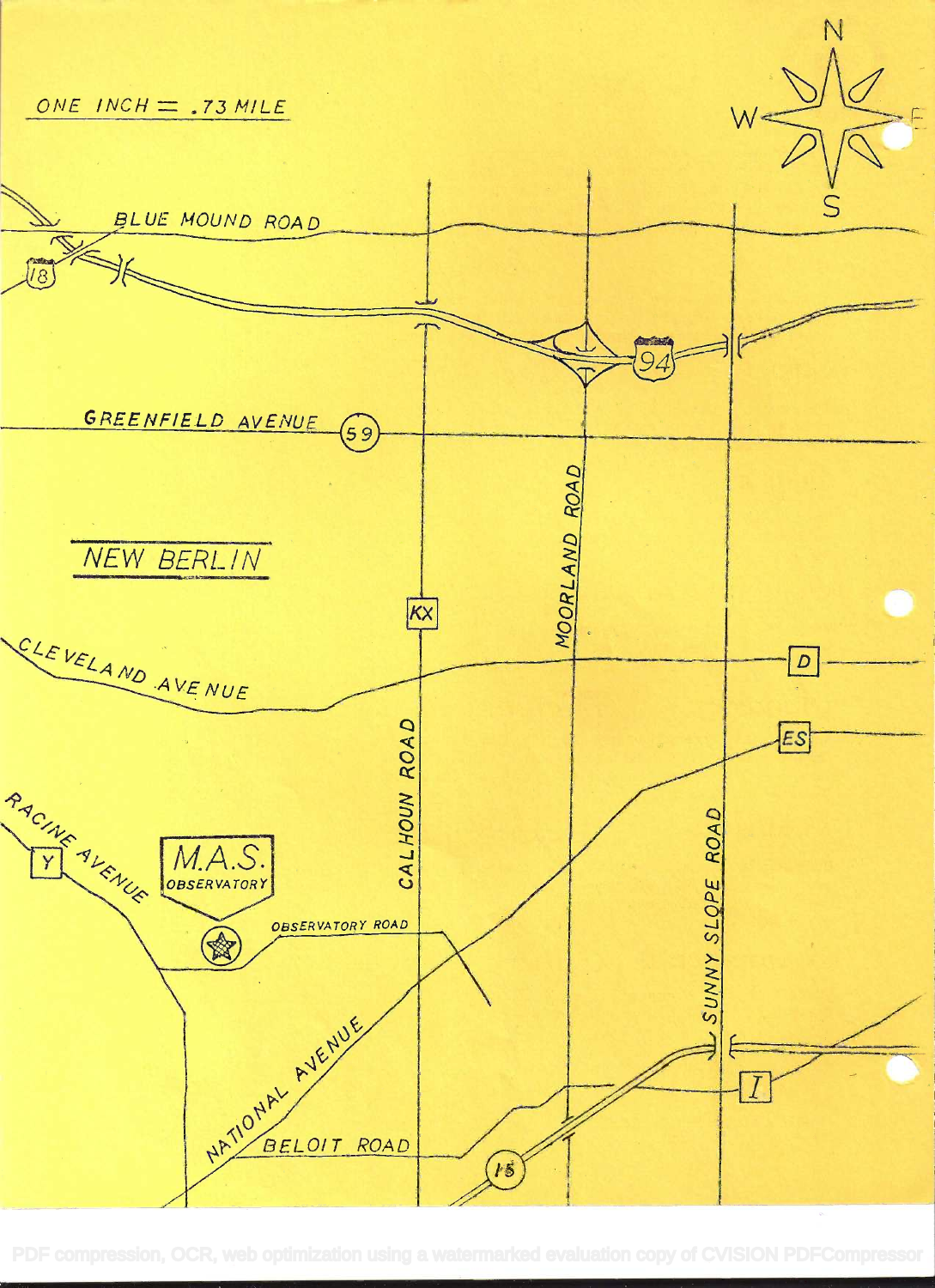ONE INCH = .73 MILE

N

W

E

S

BLUE MOUND ROAD

18

94

GREENFIELD AVENUE

59

NEW BERLIN

MOORLAND ROAD

KX

CLEVELAND AVENUE

D

ES

CALHOUN ROAD

RACINE AVENUE

Y

M.A.S.
OBSERVATORY

OBSERVATORY ROAD

SUNNY SLOPE ROAD

NATIONAL AVENUE

I

BELOIT ROAD

15